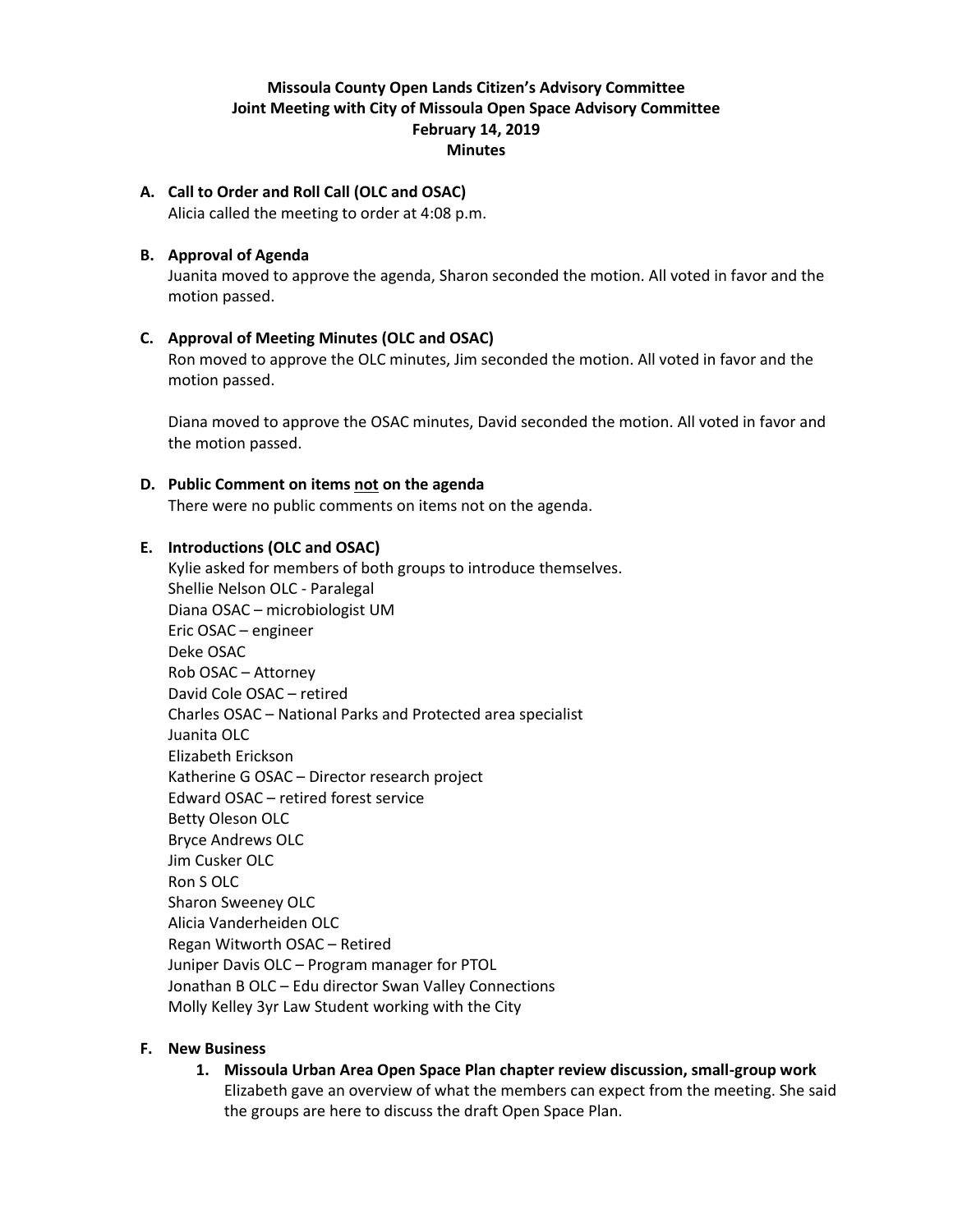**Missoula County Open Lands Citizen's Advisory Committee**
**Joint Meeting with City of Missoula Open Space Advisory Committee**
**February 14, 2019**
**Minutes**

**A. Call to Order and Roll Call (OLC and OSAC)**
Alicia called the meeting to order at 4:08 p.m.

**B. Approval of Agenda**
Juanita moved to approve the agenda, Sharon seconded the motion. All voted in favor and the motion passed.

**C. Approval of Meeting Minutes (OLC and OSAC)**
Ron moved to approve the OLC minutes, Jim seconded the motion. All voted in favor and the motion passed.

Diana moved to approve the OSAC minutes, David seconded the motion. All voted in favor and the motion passed.

**D. Public Comment on items <u>not</u> on the agenda**
There were no public comments on items not on the agenda.

**E. Introductions (OLC and OSAC)**
Kylie asked for members of both groups to introduce themselves.
Shellie Nelson OLC - Paralegal
Diana OSAC – microbiologist UM
Eric OSAC – engineer
Deke OSAC
Rob OSAC – Attorney
David Cole OSAC – retired
Charles OSAC – National Parks and Protected area specialist
Juanita OLC
Elizabeth Erickson
Katherine G OSAC – Director research project
Edward OSAC – retired forest service
Betty Oleson OLC
Bryce Andrews OLC
Jim Cusker OLC
Ron S OLC
Sharon Sweeney OLC
Alicia Vanderheiden OLC
Regan Witworth OSAC – Retired
Juniper Davis OLC – Program manager for PTOL
Jonathan B OLC – Edu director Swan Valley Connections
Molly Kelley 3yr Law Student working with the City

**F. New Business**

1. **Missoula Urban Area Open Space Plan chapter review discussion, small-group work**
Elizabeth gave an overview of what the members can expect from the meeting. She said the groups are here to discuss the draft Open Space Plan.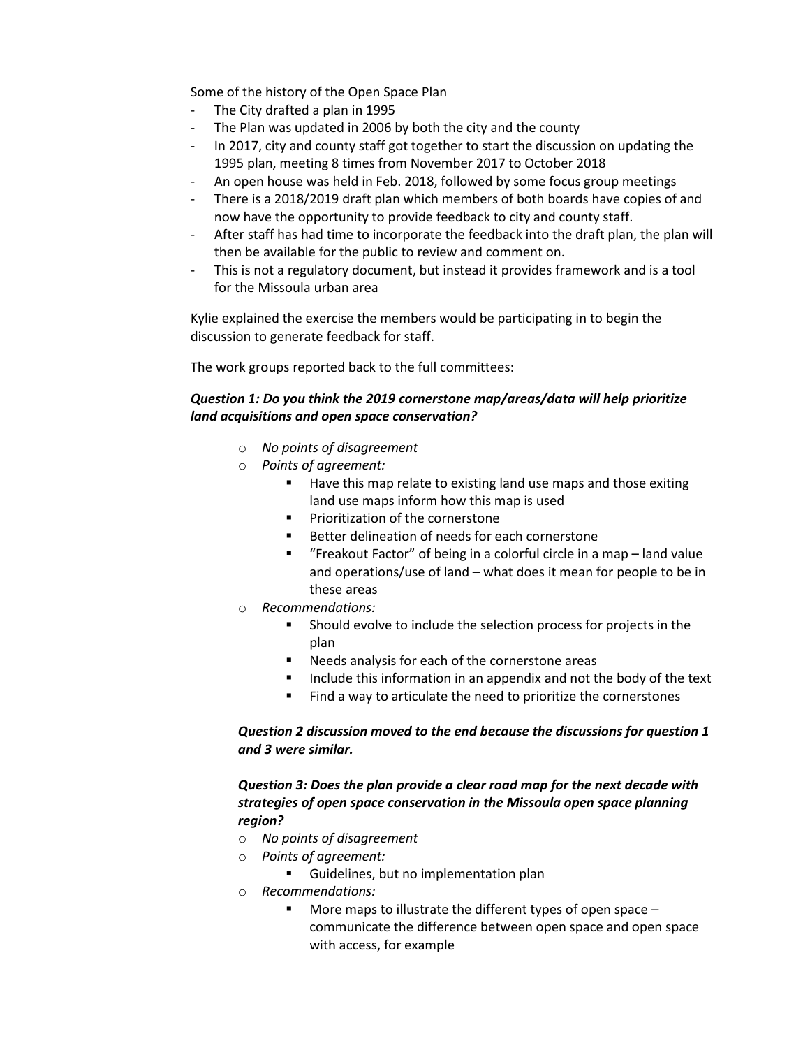Some of the history of the Open Space Plan

- The City drafted a plan in 1995
- The Plan was updated in 2006 by both the city and the county
- In 2017, city and county staff got together to start the discussion on updating the 1995 plan, meeting 8 times from November 2017 to October 2018
- An open house was held in Feb. 2018, followed by some focus group meetings
- There is a 2018/2019 draft plan which members of both boards have copies of and now have the opportunity to provide feedback to city and county staff.
- After staff has had time to incorporate the feedback into the draft plan, the plan will then be available for the public to review and comment on.
- This is not a regulatory document, but instead it provides framework and is a tool for the Missoula urban area

Kylie explained the exercise the members would be participating in to begin the discussion to generate feedback for staff.

The work groups reported back to the full committees:

***Question 1: Do you think the 2019 cornerstone map/areas/data will help prioritize land acquisitions and open space conservation?***

- *No points of disagreement*
- *Points of agreement:*
  - Have this map relate to existing land use maps and those exiting land use maps inform how this map is used
  - Prioritization of the cornerstone
  - Better delineation of needs for each cornerstone
  - "Freakout Factor" of being in a colorful circle in a map – land value and operations/use of land – what does it mean for people to be in these areas
- *Recommendations:*
  - Should evolve to include the selection process for projects in the plan
  - Needs analysis for each of the cornerstone areas
  - Include this information in an appendix and not the body of the text
  - Find a way to articulate the need to prioritize the cornerstones

***Question 2 discussion moved to the end because the discussions for question 1 and 3 were similar.***

***Question 3: Does the plan provide a clear road map for the next decade with strategies of open space conservation in the Missoula open space planning region?***

- *No points of disagreement*
- *Points of agreement:*
  - Guidelines, but no implementation plan
- *Recommendations:*
  - More maps to illustrate the different types of open space – communicate the difference between open space and open space with access, for example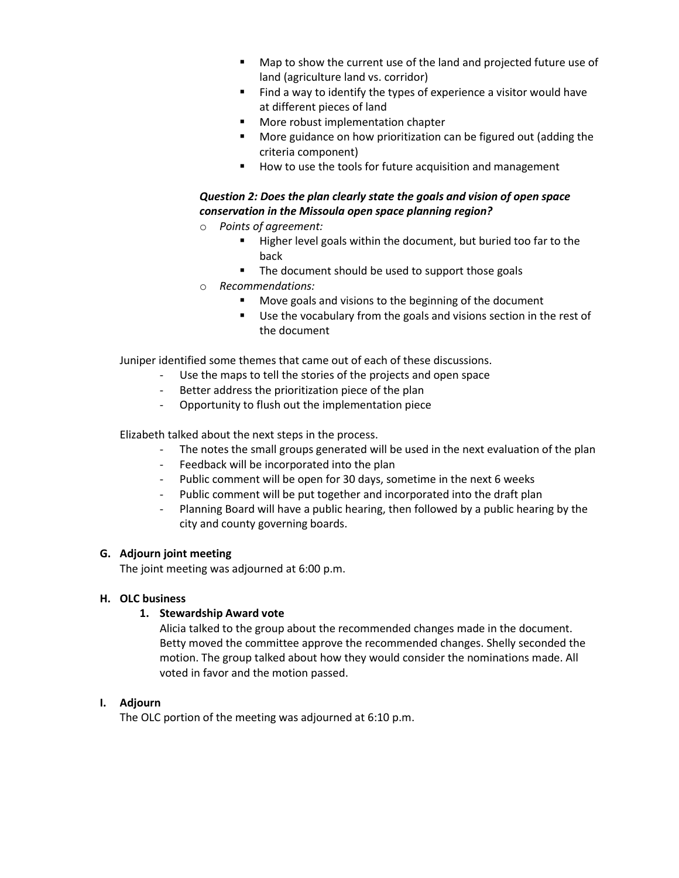- Map to show the current use of the land and projected future use of land (agriculture land vs. corridor)
- Find a way to identify the types of experience a visitor would have at different pieces of land
- More robust implementation chapter
- More guidance on how prioritization can be figured out (adding the criteria component)
- How to use the tools for future acquisition and management

***Question 2: Does the plan clearly state the goals and vision of open space conservation in the Missoula open space planning region?***

- *Points of agreement:*
  - Higher level goals within the document, but buried too far to the back
  - The document should be used to support those goals
- *Recommendations:*
  - Move goals and visions to the beginning of the document
  - Use the vocabulary from the goals and visions section in the rest of the document

Juniper identified some themes that came out of each of these discussions.

- Use the maps to tell the stories of the projects and open space
- Better address the prioritization piece of the plan
- Opportunity to flush out the implementation piece

Elizabeth talked about the next steps in the process.

- The notes the small groups generated will be used in the next evaluation of the plan
- Feedback will be incorporated into the plan
- Public comment will be open for 30 days, sometime in the next 6 weeks
- Public comment will be put together and incorporated into the draft plan
- Planning Board will have a public hearing, then followed by a public hearing by the city and county governing boards.

**G. Adjourn joint meeting**

The joint meeting was adjourned at 6:00 p.m.

**H. OLC business**

**1. Stewardship Award vote**

Alicia talked to the group about the recommended changes made in the document. Betty moved the committee approve the recommended changes. Shelly seconded the motion. The group talked about how they would consider the nominations made. All voted in favor and the motion passed.

**I. Adjourn**

The OLC portion of the meeting was adjourned at 6:10 p.m.